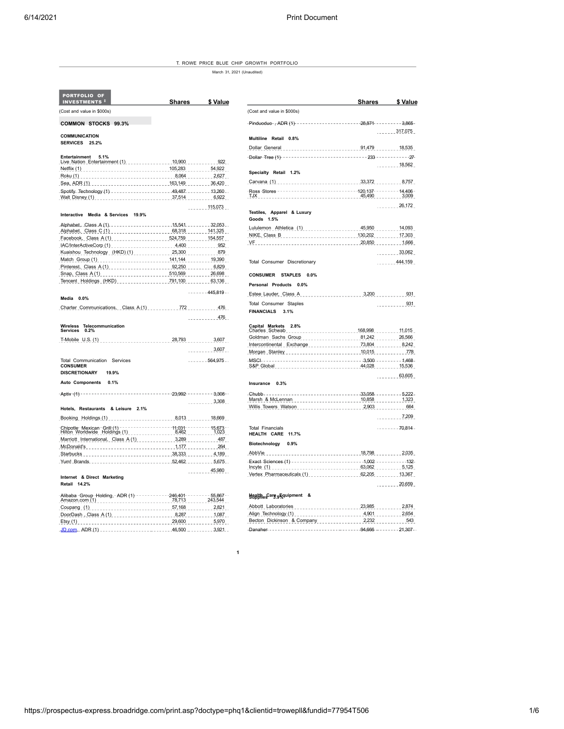T. ROWE PRICE BLUE CHIP GROWTH PORTFOLIO

March 31, 2021 (Unaudited)

**PORTFOLIO OF INVESTMENTS ‡**

(Cost and value in $000s)

| | Shares | $ Value |
|---|---|---|
| **COMMON STOCKS 99.3%** | | |
| **COMMUNICATION SERVICES 25.2%** | | |
| **Entertainment 5.1%** | | |
| Live Nation Entertainment (1) | 10,900 | 922 |
| Netflix (1) | 105,283 | 54,922 |
| Roku (1) | 8,064 | 2,627 |
| Sea, ADR (1) | 163,149 | 36,420 |
| Spotify Technology (1) | 49,487 | 13,260 |
| Walt Disney (1) | 37,514 | 6,922 |
| | | 115,073 |
| **Interactive Media & Services 19.9%** | | |
| Alphabet, Class A (1) | 15,541 | 32,053 |
| Alphabet, Class C (1) | 68,318 | 141,325 |
| Facebook, Class A (1) | 524,759 | 154,557 |
| IAC/InterActiveCorp (1) | 4,400 | 952 |
| Kuaishou Technology (HKD) (1) | 25,300 | 879 |
| Match Group (1) | 141,144 | 19,390 |
| Pinterest, Class A (1) | 92,250 | 6,829 |
| Snap, Class A (1) | 510,569 | 26,698 |
| Tencent Holdings (HKD) | 791,100 | 63,136 |
| | | 445,819 |
| **Media 0.0%** | | |
| Charter Communications, Class A (1) | 772 | 476 |
| | | 476 |
| **Wireless Telecommunication Services 0.2%** | | |
| T-Mobile U.S. (1) | 28,793 | 3,607 |
| | | 3,607 |
| Total Communication Services | | 564,975 |
| **CONSUMER DISCRETIONARY 19.9%** | | |
| **Auto Components 0.1%** | | |
| Aptiv (1) | 23,992 | 3,308 |
| | | 3,308 |
| **Hotels, Restaurants & Leisure 2.1%** | | |
| Booking Holdings (1) | 8,013 | 18,669 |
| Chipotle Mexican Grill (1) | 11,031 | 15,673 |
| Hilton Worldwide Holdings (1) | 8,462 | 1,023 |
| Marriott International, Class A (1) | 3,289 | 487 |
| McDonald's | 1,177 | 264 |
| Starbucks | 38,333 | 4,189 |
| Yum! Brands | 52,462 | 5,675 |
| | | 45,980 |
| **Internet & Direct Marketing Retail 14.2%** | | |
| Alibaba Group Holding, ADR (1) | 246,401 | 55,867 |
| Amazon.com (1) | 78,713 | 243,544 |
| Coupang (1) | 57,168 | 2,821 |
| DoorDash, Class A (1) | 8,287 | 1,087 |
| Etsy (1) | 29,600 | 5,970 |
| JD.com, ADR (1) | 46,500 | 3,921 |
| Pinduoduo, ADR (1) | 28,871 | 3,865 |
| | | 317,075 |
| **Multiline Retail 0.8%** | | |
| Dollar General | 91,479 | 18,535 |
| Dollar Tree (1) | 233 | 27 |
| | | 18,562 |
| **Specialty Retail 1.2%** | | |
| Carvana (1) | 33,372 | 8,757 |
| Ross Stores | 120,137 | 14,406 |
| TJX | 45,490 | 3,009 |
| | | 26,172 |
| **Textiles, Apparel & Luxury Goods 1.5%** | | |
| Lululemon Athletica (1) | 45,950 | 14,093 |
| NIKE, Class B | 130,202 | 17,303 |
| VF | 20,850 | 1,666 |
| | | 33,062 |
| Total Consumer Discretionary | | 444,159 |
| **CONSUMER STAPLES 0.0%** | | |
| **Personal Products 0.0%** | | |
| Estee Lauder, Class A | 3,200 | 931 |
| Total Consumer Staples | | 931 |
| **FINANCIALS 3.1%** | | |
| **Capital Markets 2.8%** | | |
| Charles Schwab | 168,998 | 11,015 |
| Goldman Sachs Group | 81,242 | 26,566 |
| Intercontinental Exchange | 73,804 | 8,242 |
| Morgan Stanley | 10,015 | 778 |
| MSCI | 3,500 | 1,468 |
| S&P Global | 44,028 | 15,536 |
| | | 63,605 |
| **Insurance 0.3%** | | |
| Chubb | 33,058 | 5,222 |
| Marsh & McLennan | 10,858 | 1,323 |
| Willis Towers Watson | 2,903 | 664 |
| | | 7,209 |
| Total Financials | | 70,814 |
| **HEALTH CARE 11.7%** | | |
| **Biotechnology 0.9%** | | |
| AbbVie | 18,798 | 2,035 |
| Exact Sciences (1) | 1,002 | 132 |
| Incyte (1) | 63,062 | 5,125 |
| Vertex Pharmaceuticals (1) | 62,205 | 13,367 |
| | | 20,659 |
| **Health Care Equipment & Supplies 3.9%** | | |
| Abbott Laboratories | 23,985 | 2,874 |
| Align Technology (1) | 4,901 | 2,654 |
| Becton Dickinson & Company | 2,232 | 543 |
| Danaher | 94,666 | 21,307 |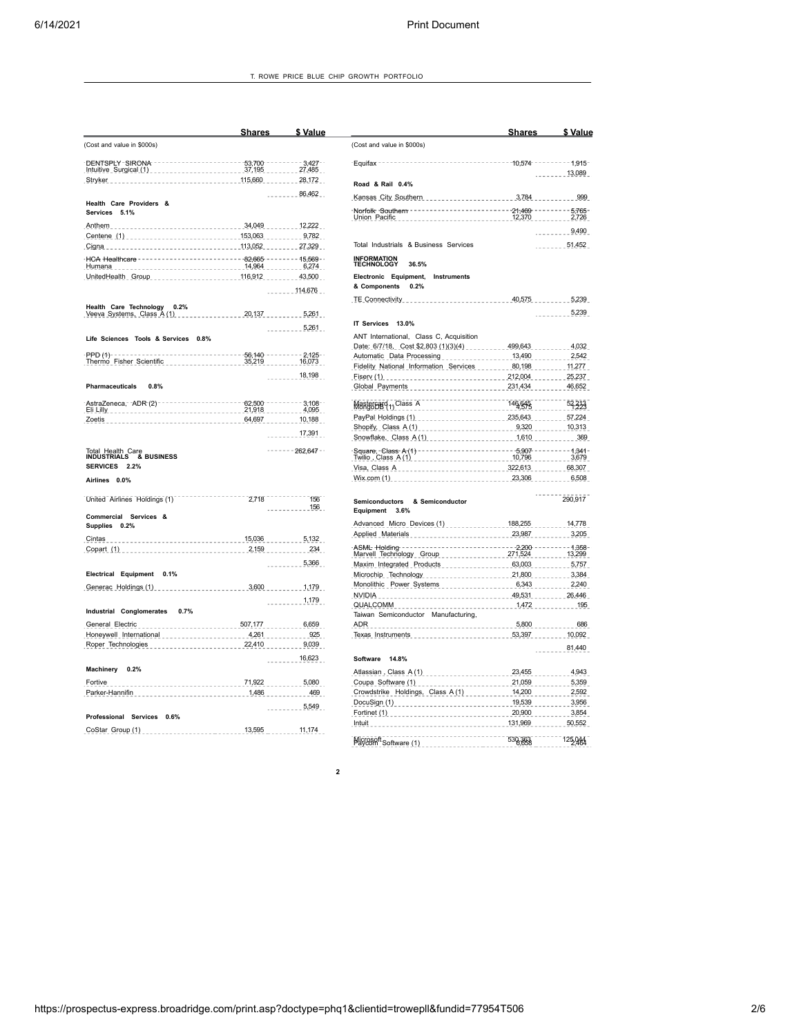T. ROWE PRICE BLUE CHIP GROWTH PORTFOLIO

| | Shares | $ Value |
|---|---|---|
| (Cost and value in $000s) | | |
| DENTSPLY SIRONA | 53,700 | 3,427 |
| Intuitive Surgical (1) | 37,195 | 27,485 |
| Stryker | 115,660 | 28,172 |
| | | 86,462 |
| **Health Care Providers & Services 5.1%** | | |
| Anthem | 34,049 | 12,222 |
| Centene (1) | 153,063 | 9,782 |
| Cigna | 113,052 | 27,329 |
| HCA Healthcare | 82,665 | 15,569 |
| Humana | 14,964 | 6,274 |
| UnitedHealth Group | 116,912 | 43,500 |
| | | 114,676 |
| **Health Care Technology 0.2%** | | |
| Veeva Systems, Class A (1) | 20,137 | 5,261 |
| | | 5,261 |
| **Life Sciences Tools & Services 0.8%** | | |
| PPD (1) | 56,140 | 2,125 |
| Thermo Fisher Scientific | 35,219 | 16,073 |
| | | 18,198 |
| **Pharmaceuticals 0.8%** | | |
| AstraZeneca, ADR (2) | 62,500 | 3,108 |
| Eli Lilly | 21,918 | 4,095 |
| Zoetis | 64,697 | 10,188 |
| | | 17,391 |
| Total Health Care | | 262,647 |
| **INDUSTRIALS & BUSINESS SERVICES 2.2%** | | |
| **Airlines 0.0%** | | |
| United Airlines Holdings (1) | 2,718 | 156 |
| | | 156 |
| **Commercial Services & Supplies 0.2%** | | |
| Cintas | 15,036 | 5,132 |
| Copart (1) | 2,159 | 234 |
| | | 5,366 |
| **Electrical Equipment 0.1%** | | |
| Generac Holdings (1) | 3,600 | 1,179 |
| | | 1,179 |
| **Industrial Conglomerates 0.7%** | | |
| General Electric | 507,177 | 6,659 |
| Honeywell International | 4,261 | 925 |
| Roper Technologies | 22,410 | 9,039 |
| | | 16,623 |
| **Machinery 0.2%** | | |
| Fortive | 71,922 | 5,080 |
| Parker-Hannifin | 1,486 | 469 |
| | | 5,549 |
| **Professional Services 0.6%** | | |
| CoStar Group (1) | 13,595 | 11,174 |
| Equifax | 10,574 | 1,915 |
| | | 13,089 |
| **Road & Rail 0.4%** | | |
| Kansas City Southern | 3,784 | 999 |
| Norfolk Southern | 21,469 | 5,765 |
| Union Pacific | 12,370 | 2,726 |
| | | 9,490 |
| Total Industrials & Business Services | | 51,452 |
| **INFORMATION TECHNOLOGY 36.5%** | | |
| **Electronic Equipment, Instruments & Components 0.2%** | | |
| TE Connectivity | 40,575 | 5,239 |
| | | 5,239 |
| **IT Services 13.0%** | | |
| ANT International, Class C, Acquisition Date: 6/7/18, Cost $2,803 (1)(3)(4) | 499,643 | 4,032 |
| Automatic Data Processing | 13,490 | 2,542 |
| Fidelity National Information Services | 80,198 | 11,277 |
| Fiserv (1) | 212,004 | 25,237 |
| Global Payments | 231,434 | 46,652 |
| Mastercard, Class A | 146,645 | 52,213 |
| MongoDB (1) | 4,575 | 1,223 |
| PayPal Holdings (1) | 235,643 | 57,224 |
| Shopify, Class A (1) | 9,320 | 10,313 |
| Snowflake, Class A (1) | 1,610 | 369 |
| Square, Class A (1) | 5,907 | 1,341 |
| Twilio, Class A (1) | 10,796 | 3,679 |
| Visa, Class A | 322,613 | 68,307 |
| Wix.com (1) | 23,306 | 6,508 |
| | | 290,917 |
| **Semiconductors & Semiconductor Equipment 3.6%** | | |
| Advanced Micro Devices (1) | 188,255 | 14,778 |
| Applied Materials | 23,987 | 3,205 |
| ASML Holding | 2,200 | 1,358 |
| Marvell Technology Group | 271,524 | 13,299 |
| Maxim Integrated Products | 63,003 | 5,757 |
| Microchip Technology | 21,800 | 3,384 |
| Monolithic Power Systems | 6,343 | 2,240 |
| NVIDIA | 49,531 | 26,446 |
| QUALCOMM | 1,472 | 195 |
| Taiwan Semiconductor Manufacturing, ADR | 5,800 | 686 |
| Texas Instruments | 53,397 | 10,092 |
| | | 81,440 |
| **Software 14.8%** | | |
| Atlassian, Class A (1) | 23,455 | 4,943 |
| Coupa Software (1) | 21,059 | 5,359 |
| Crowdstrike Holdings, Class A (1) | 14,200 | 2,592 |
| DocuSign (1) | 19,539 | 3,956 |
| Fortinet (1) | 20,900 | 3,854 |
| Intuit | 131,969 | 50,552 |
| Microsoft | 530,363 | 125,044 |
| Paycom Software (1) | 6,658 | 2,464 |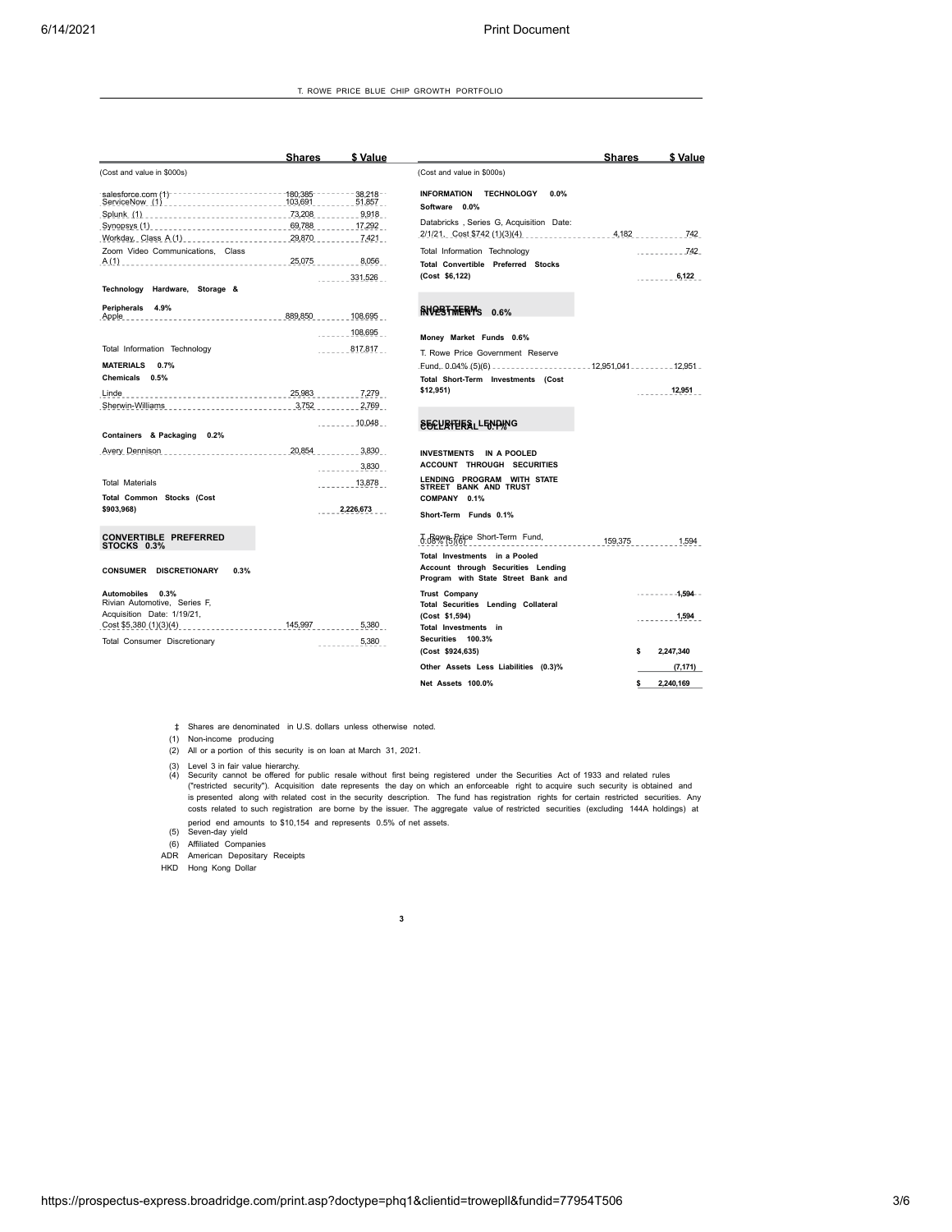T. ROWE PRICE BLUE CHIP GROWTH PORTFOLIO

| | Shares | $ Value |
|---|---|---|
| (Cost and value in $000s) | | |
| salesforce.com (1) | 180,385 | 38,218 |
| ServiceNow (1) | 103,691 | 51,857 |
| Splunk (1) | 73,208 | 9,918 |
| Synopsys (1) | 69,788 | 17,292 |
| Workday, Class A (1) | 29,870 | 7,421 |
| Zoom Video Communications, Class A (1) | 25,075 | 8,056 |
| | | 331,526 |
| **Technology Hardware, Storage & Peripherals 4.9%** | | |
| Apple | 889,850 | 108,695 |
| | | 108,695 |
| Total Information Technology | | 817,817 |
| **MATERIALS 0.7%** | | |
| **Chemicals 0.5%** | | |
| Linde | 25,983 | 7,279 |
| Sherwin-Williams | 3,752 | 2,769 |
| | | 10,048 |
| **Containers & Packaging 0.2%** | | |
| Avery Dennison | 20,854 | 3,830 |
| | | 3,830 |
| Total Materials | | 13,878 |
| **Total Common Stocks (Cost $903,968)** | | **2,226,673** |
| **CONVERTIBLE PREFERRED STOCKS 0.3%** | | |
| **CONSUMER DISCRETIONARY 0.3%** | | |
| **Automobiles 0.3%** | | |
| Rivian Automotive, Series F, Acquisition Date: 1/19/21, Cost $5,380 (1)(3)(4) | 145,997 | 5,380 |
| Total Consumer Discretionary | | 5,380 |
| **INFORMATION TECHNOLOGY 0.0%** | | |
| **Software 0.0%** | | |
| Databricks, Series G, Acquisition Date: 2/1/21, Cost $742 (1)(3)(4) | 4,182 | 742 |
| Total Information Technology | | 742 |
| **Total Convertible Preferred Stocks (Cost $6,122)** | | **6,122** |
| **SHORT-TERM INVESTMENTS 0.6%** | | |
| **Money Market Funds 0.6%** | | |
| T. Rowe Price Government Reserve Fund, 0.04% (5)(6) | 12,951,041 | 12,951 |
| **Total Short-Term Investments (Cost $12,951)** | | **12,951** |
| **SECURITIES LENDING COLLATERAL 0.1%** | | |
| **INVESTMENTS IN A POOLED ACCOUNT THROUGH SECURITIES LENDING PROGRAM WITH STATE STREET BANK AND TRUST COMPANY 0.1%** | | |
| **Short-Term Funds 0.1%** | | |
| T. Rowe Price Short-Term Fund, 0.08% (5)(6) | 159,375 | 1,594 |
| **Total Investments in a Pooled Account through Securities Lending Program with State Street Bank and Trust Company** | | **1,594** |
| **Total Securities Lending Collateral (Cost $1,594)** | | **1,594** |
| **Total Investments in Securities 100.3% (Cost $924,635)** | | **$ 2,247,340** |
| **Other Assets Less Liabilities (0.3)%** | | **(7,171)** |
| **Net Assets 100.0%** | | **$ 2,240,169** |

‡ Shares are denominated in U.S. dollars unless otherwise noted.

(1) Non-income producing

(2) All or a portion of this security is on loan at March 31, 2021.

(3) Level 3 in fair value hierarchy.

(4) Security cannot be offered for public resale without first being registered under the Securities Act of 1933 and related rules ("restricted security"). Acquisition date represents the day on which an enforceable right to acquire such security is obtained and is presented along with related cost in the security description. The fund has registration rights for certain restricted securities. Any costs related to such registration are borne by the issuer. The aggregate value of restricted securities (excluding 144A holdings) at period end amounts to $10,154 and represents 0.5% of net assets.

(5) Seven-day yield

(6) Affiliated Companies

ADR American Depositary Receipts

HKD Hong Kong Dollar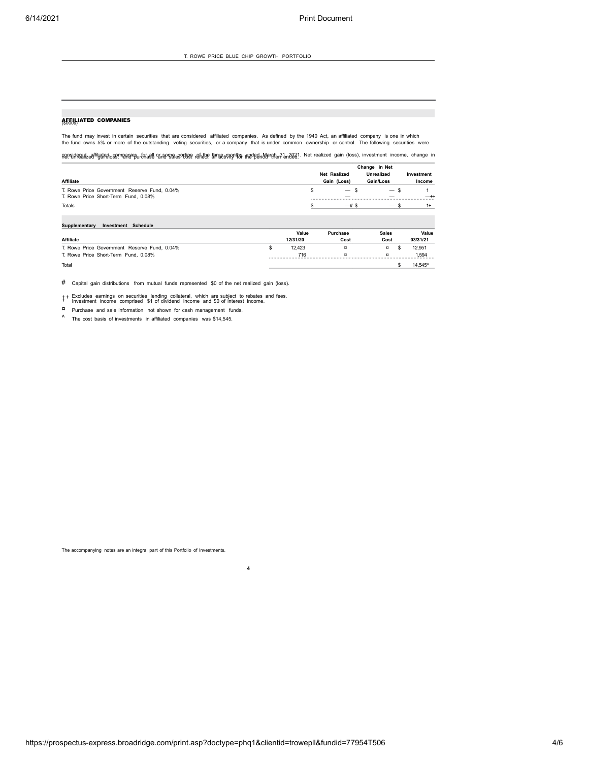## AFFILIATED COMPANIES

($000s)

The fund may invest in certain securities that are considered affiliated companies. As defined by the 1940 Act, an affiliated company is one in which the fund owns 5% or more of the outstanding voting securities, or a company that is under common ownership or control. The following securities were considered affiliated companies for all or some portion of the three months ended March 31, 2021. Net realized gain (loss), investment income, change in net unrealized gain/loss, and purchase and sales cost reflect all activity for the period then ended.

| Affiliate | | Net Realized Gain (Loss) | | Change in Net Unrealized Gain/Loss | | Investment Income |
|---|---|---|---|---|---|---|
| T. Rowe Price Government Reserve Fund, 0.04% | $ | — | $ | — | $ | 1 |
| T. Rowe Price Short-Term Fund, 0.08% | | — | | — | | —++ |
| Totals | $ | —# | $ | — | $ | 1+ |

**Supplementary Investment Schedule**

| Affiliate | | Value 12/31/20 | Purchase Cost | Sales Cost | | Value 03/31/21 |
|---|---|---|---|---|---|---|
| T. Rowe Price Government Reserve Fund, 0.04% | $ | 12,423 | ¤ | ¤ | $ | 12,951 |
| T. Rowe Price Short-Term Fund, 0.08% | | 716 | ¤ | ¤ | | 1,594 |
| Total | | | | | $ | 14,545^ |

\# Capital gain distributions from mutual funds represented $0 of the net realized gain (loss).

++ Excludes earnings on securities lending collateral, which are subject to rebates and fees.

\+ Investment income comprised $1 of dividend income and $0 of interest income.

¤ Purchase and sale information not shown for cash management funds.

^ The cost basis of investments in affiliated companies was $14,545.

The accompanying notes are an integral part of this Portfolio of Investments.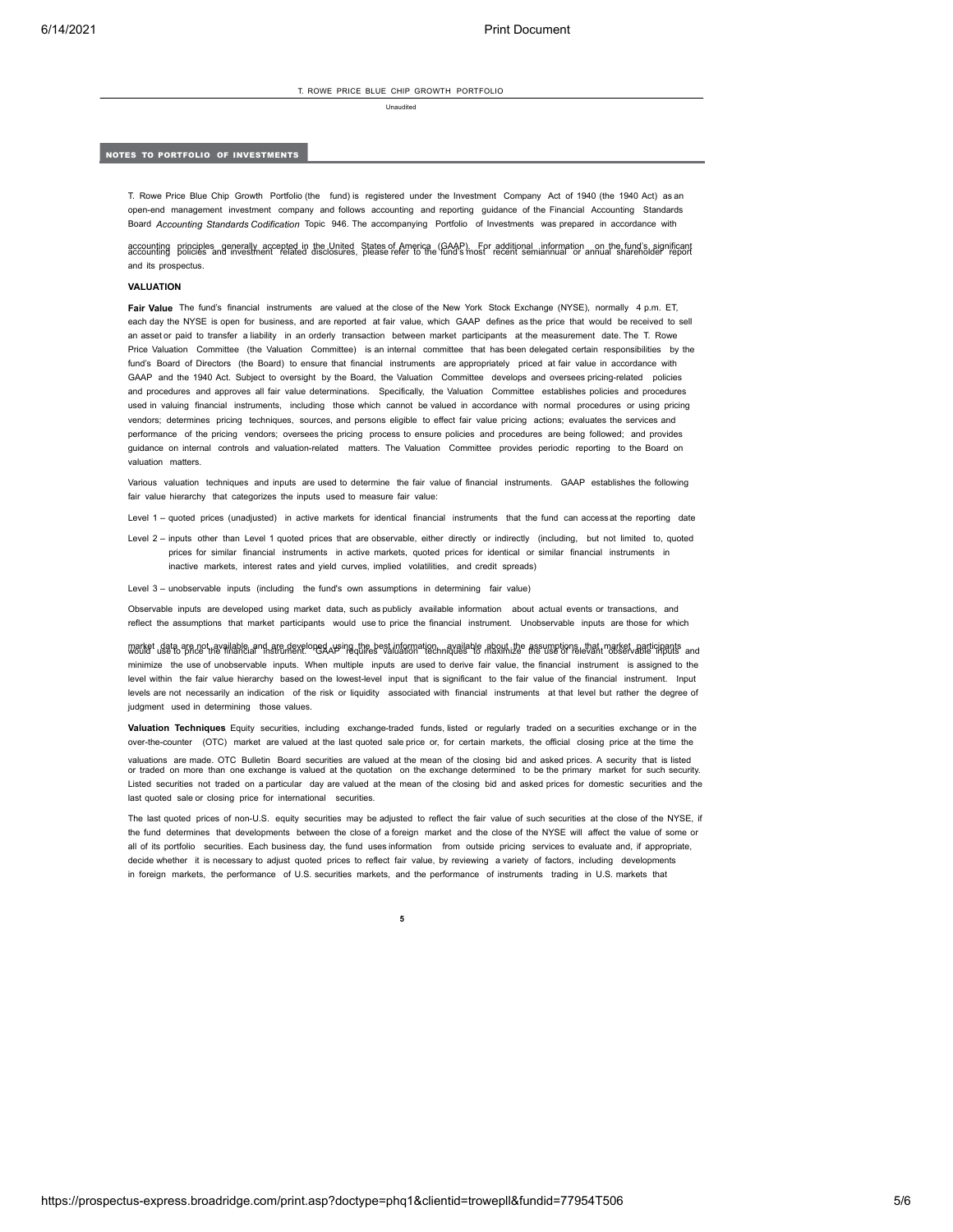T. ROWE PRICE BLUE CHIP GROWTH PORTFOLIO

Unaudited

## NOTES TO PORTFOLIO OF INVESTMENTS

T. Rowe Price Blue Chip Growth Portfolio (the fund) is registered under the Investment Company Act of 1940 (the 1940 Act) as an open-end management investment company and follows accounting and reporting guidance of the Financial Accounting Standards Board *Accounting Standards Codification* Topic 946. The accompanying Portfolio of Investments was prepared in accordance with accounting principles generally accepted in the United States of America (GAAP). For additional information on the fund's significant accounting policies and investment related disclosures, please refer to the fund's most recent semiannual or annual shareholder report and its prospectus.

### VALUATION

**Fair Value** The fund's financial instruments are valued at the close of the New York Stock Exchange (NYSE), normally 4 p.m. ET, each day the NYSE is open for business, and are reported at fair value, which GAAP defines as the price that would be received to sell an asset or paid to transfer a liability in an orderly transaction between market participants at the measurement date. The T. Rowe Price Valuation Committee (the Valuation Committee) is an internal committee that has been delegated certain responsibilities by the fund's Board of Directors (the Board) to ensure that financial instruments are appropriately priced at fair value in accordance with GAAP and the 1940 Act. Subject to oversight by the Board, the Valuation Committee develops and oversees pricing-related policies and procedures and approves all fair value determinations. Specifically, the Valuation Committee establishes policies and procedures used in valuing financial instruments, including those which cannot be valued in accordance with normal procedures or using pricing vendors; determines pricing techniques, sources, and persons eligible to effect fair value pricing actions; evaluates the services and performance of the pricing vendors; oversees the pricing process to ensure policies and procedures are being followed; and provides guidance on internal controls and valuation-related matters. The Valuation Committee provides periodic reporting to the Board on valuation matters.

Various valuation techniques and inputs are used to determine the fair value of financial instruments. GAAP establishes the following fair value hierarchy that categorizes the inputs used to measure fair value:

Level 1 – quoted prices (unadjusted) in active markets for identical financial instruments that the fund can access at the reporting date

Level 2 – inputs other than Level 1 quoted prices that are observable, either directly or indirectly (including, but not limited to, quoted prices for similar financial instruments in active markets, quoted prices for identical or similar financial instruments in inactive markets, interest rates and yield curves, implied volatilities, and credit spreads)

Level 3 – unobservable inputs (including the fund's own assumptions in determining fair value)

Observable inputs are developed using market data, such as publicly available information about actual events or transactions, and reflect the assumptions that market participants would use to price the financial instrument. Unobservable inputs are those for which market data are not available and are developed using the best information available about the assumptions that market participants would use to price the financial instrument. GAAP requires valuation techniques to maximize the use of relevant observable inputs and minimize the use of unobservable inputs. When multiple inputs are used to derive fair value, the financial instrument is assigned to the level within the fair value hierarchy based on the lowest-level input that is significant to the fair value of the financial instrument. Input levels are not necessarily an indication of the risk or liquidity associated with financial instruments at that level but rather the degree of judgment used in determining those values.

**Valuation Techniques** Equity securities, including exchange-traded funds, listed or regularly traded on a securities exchange or in the over-the-counter (OTC) market are valued at the last quoted sale price or, for certain markets, the official closing price at the time the valuations are made. OTC Bulletin Board securities are valued at the mean of the closing bid and asked prices. A security that is listed or traded on more than one exchange is valued at the quotation on the exchange determined to be the primary market for such security. Listed securities not traded on a particular day are valued at the mean of the closing bid and asked prices for domestic securities and the last quoted sale or closing price for international securities.

The last quoted prices of non-U.S. equity securities may be adjusted to reflect the fair value of such securities at the close of the NYSE, if the fund determines that developments between the close of a foreign market and the close of the NYSE will affect the value of some or all of its portfolio securities. Each business day, the fund uses information from outside pricing services to evaluate and, if appropriate, decide whether it is necessary to adjust quoted prices to reflect fair value, by reviewing a variety of factors, including developments in foreign markets, the performance of U.S. securities markets, and the performance of instruments trading in U.S. markets that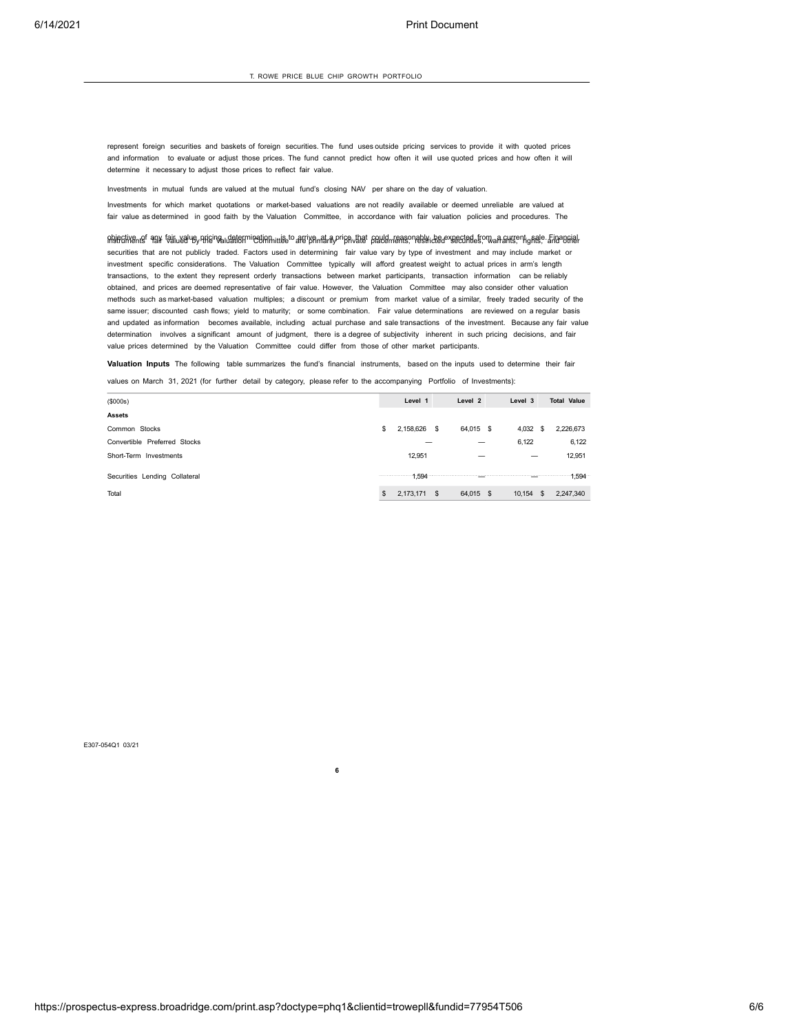represent foreign securities and baskets of foreign securities. The fund uses outside pricing services to provide it with quoted prices and information to evaluate or adjust those prices. The fund cannot predict how often it will use quoted prices and how often it will determine it necessary to adjust those prices to reflect fair value.

Investments in mutual funds are valued at the mutual fund's closing NAV per share on the day of valuation.

Investments for which market quotations or market-based valuations are not readily available or deemed unreliable are valued at fair value as determined in good faith by the Valuation Committee, in accordance with fair valuation policies and procedures. The objective of any fair value pricing determination is to arrive at a price that could reasonably be expected from a current sale. Financial instruments fair valued by the Valuation Committee are primarily private placements, restricted securities, warrants, rights, and other securities that are not publicly traded. Factors used in determining fair value vary by type of investment and may include market or investment specific considerations. The Valuation Committee typically will afford greatest weight to actual prices in arm's length transactions, to the extent they represent orderly transactions between market participants, transaction information can be reliably obtained, and prices are deemed representative of fair value. However, the Valuation Committee may also consider other valuation methods such as market-based valuation multiples; a discount or premium from market value of a similar, freely traded security of the same issuer; discounted cash flows; yield to maturity; or some combination. Fair value determinations are reviewed on a regular basis and updated as information becomes available, including actual purchase and sale transactions of the investment. Because any fair value determination involves a significant amount of judgment, there is a degree of subjectivity inherent in such pricing decisions, and fair value prices determined by the Valuation Committee could differ from those of other market participants.

**Valuation Inputs** The following table summarizes the fund's financial instruments, based on the inputs used to determine their fair values on March 31, 2021 (for further detail by category, please refer to the accompanying Portfolio of Investments):

| ($000s) | Level 1 | Level 2 | Level 3 | Total Value |
|---|---|---|---|---|
| **Assets** | | | | |
| Common Stocks | $ 2,158,626 | $ 64,015 | $ 4,032 | $ 2,226,673 |
| Convertible Preferred Stocks | — | — | 6,122 | 6,122 |
| Short-Term Investments | 12,951 | — | — | 12,951 |
| Securities Lending Collateral | 1,594 | — | — | 1,594 |
| Total | $ 2,173,171 | $ 64,015 | $ 10,154 | $ 2,247,340 |

E307-054Q1 03/21